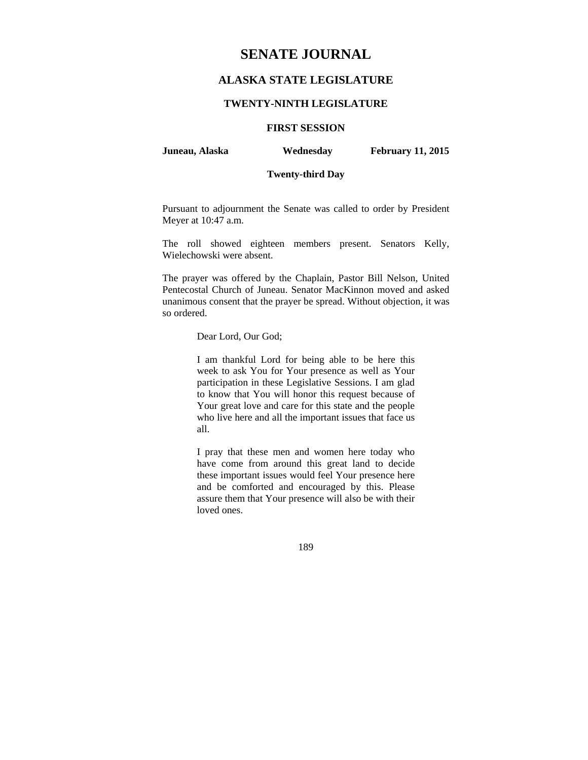# SENATE JOURNAL

## ALASKA STATE LEGISLATURE

### TWENTY-NINTH LEGISLATURE

### FIRST SESSION

**Juneau, Alaska** **Wednesday** **February 11, 2015**

**Twenty-third Day**

Pursuant to adjournment the Senate was called to order by President Meyer at 10:47 a.m.

The roll showed eighteen members present. Senators Kelly, Wielechowski were absent.

The prayer was offered by the Chaplain, Pastor Bill Nelson, United Pentecostal Church of Juneau. Senator MacKinnon moved and asked unanimous consent that the prayer be spread. Without objection, it was so ordered.

> Dear Lord, Our God;
>
> I am thankful Lord for being able to be here this week to ask You for Your presence as well as Your participation in these Legislative Sessions. I am glad to know that You will honor this request because of Your great love and care for this state and the people who live here and all the important issues that face us all.
>
> I pray that these men and women here today who have come from around this great land to decide these important issues would feel Your presence here and be comforted and encouraged by this. Please assure them that Your presence will also be with their loved ones.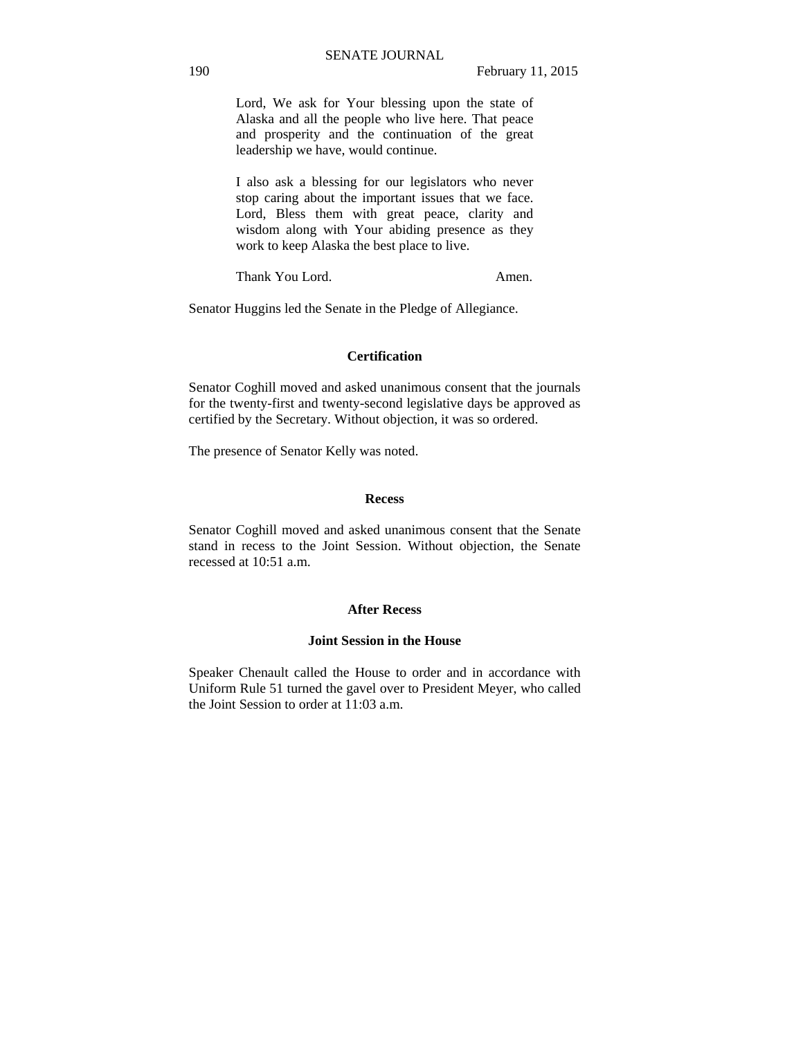Lord, We ask for Your blessing upon the state of Alaska and all the people who live here. That peace and prosperity and the continuation of the great leadership we have, would continue.

I also ask a blessing for our legislators who never stop caring about the important issues that we face. Lord, Bless them with great peace, clarity and wisdom along with Your abiding presence as they work to keep Alaska the best place to live.

Thank You Lord. Amen.

Senator Huggins led the Senate in the Pledge of Allegiance.

### Certification

Senator Coghill moved and asked unanimous consent that the journals for the twenty-first and twenty-second legislative days be approved as certified by the Secretary. Without objection, it was so ordered.

The presence of Senator Kelly was noted.

### Recess

Senator Coghill moved and asked unanimous consent that the Senate stand in recess to the Joint Session. Without objection, the Senate recessed at 10:51 a.m.

### After Recess

### Joint Session in the House

Speaker Chenault called the House to order and in accordance with Uniform Rule 51 turned the gavel over to President Meyer, who called the Joint Session to order at 11:03 a.m.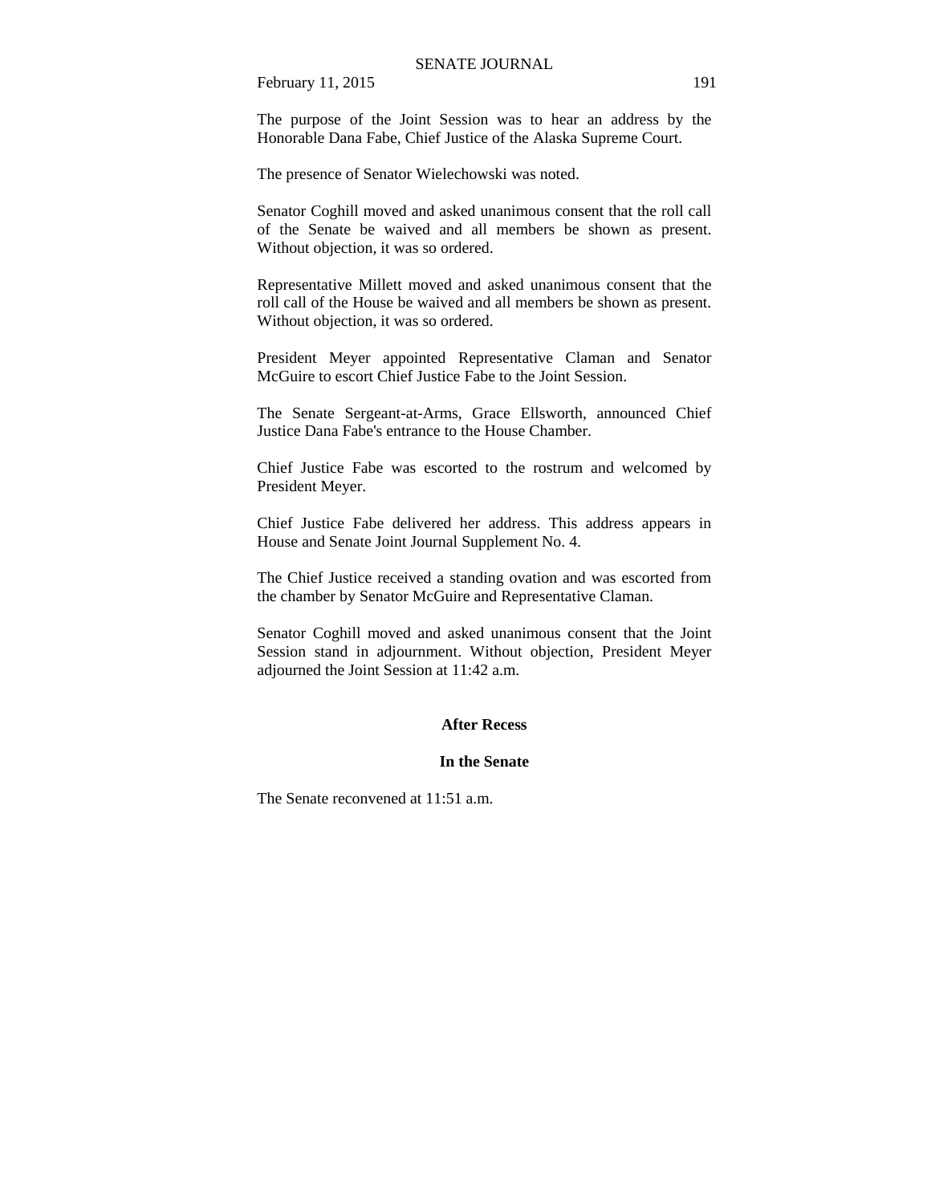The purpose of the Joint Session was to hear an address by the Honorable Dana Fabe, Chief Justice of the Alaska Supreme Court.

The presence of Senator Wielechowski was noted.

Senator Coghill moved and asked unanimous consent that the roll call of the Senate be waived and all members be shown as present. Without objection, it was so ordered.

Representative Millett moved and asked unanimous consent that the roll call of the House be waived and all members be shown as present. Without objection, it was so ordered.

President Meyer appointed Representative Claman and Senator McGuire to escort Chief Justice Fabe to the Joint Session.

The Senate Sergeant-at-Arms, Grace Ellsworth, announced Chief Justice Dana Fabe's entrance to the House Chamber.

Chief Justice Fabe was escorted to the rostrum and welcomed by President Meyer.

Chief Justice Fabe delivered her address. This address appears in House and Senate Joint Journal Supplement No. 4.

The Chief Justice received a standing ovation and was escorted from the chamber by Senator McGuire and Representative Claman.

Senator Coghill moved and asked unanimous consent that the Joint Session stand in adjournment. Without objection, President Meyer adjourned the Joint Session at 11:42 a.m.

**After Recess**

**In the Senate**

The Senate reconvened at 11:51 a.m.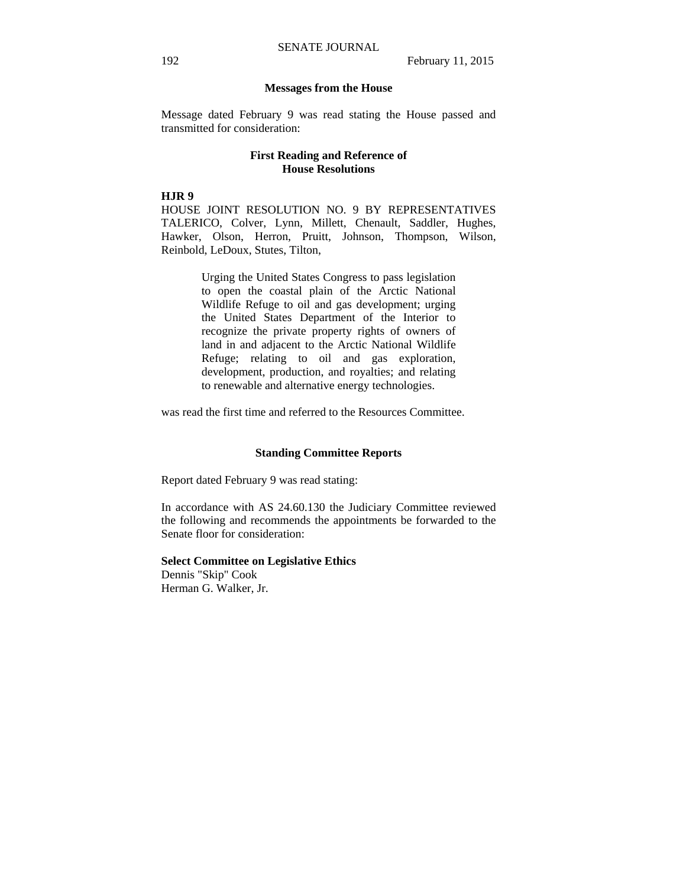## Messages from the House

Message dated February 9 was read stating the House passed and transmitted for consideration:

### First Reading and Reference of House Resolutions

**HJR 9**

HOUSE JOINT RESOLUTION NO. 9 BY REPRESENTATIVES TALERICO, Colver, Lynn, Millett, Chenault, Saddler, Hughes, Hawker, Olson, Herron, Pruitt, Johnson, Thompson, Wilson, Reinbold, LeDoux, Stutes, Tilton,

> Urging the United States Congress to pass legislation to open the coastal plain of the Arctic National Wildlife Refuge to oil and gas development; urging the United States Department of the Interior to recognize the private property rights of owners of land in and adjacent to the Arctic National Wildlife Refuge; relating to oil and gas exploration, development, production, and royalties; and relating to renewable and alternative energy technologies.

was read the first time and referred to the Resources Committee.

## Standing Committee Reports

Report dated February 9 was read stating:

In accordance with AS 24.60.130 the Judiciary Committee reviewed the following and recommends the appointments be forwarded to the Senate floor for consideration:

**Select Committee on Legislative Ethics**
Dennis "Skip" Cook
Herman G. Walker, Jr.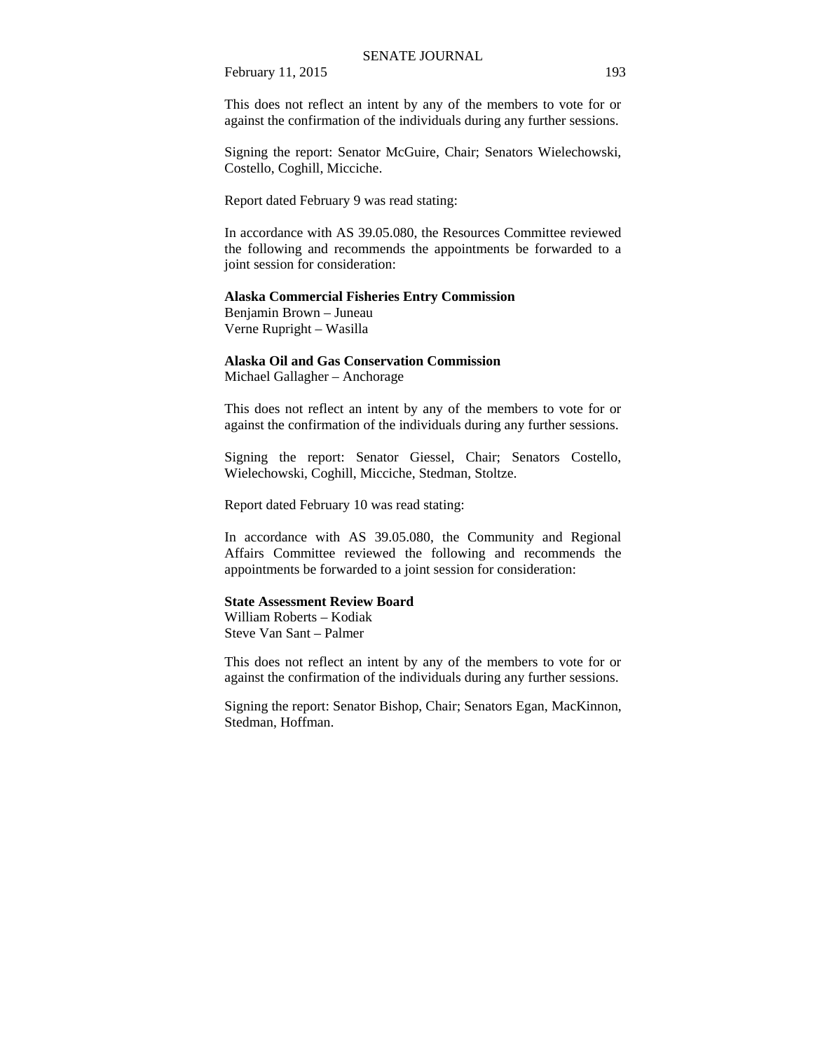This does not reflect an intent by any of the members to vote for or against the confirmation of the individuals during any further sessions.

Signing the report: Senator McGuire, Chair; Senators Wielechowski, Costello, Coghill, Micciche.

Report dated February 9 was read stating:

In accordance with AS 39.05.080, the Resources Committee reviewed the following and recommends the appointments be forwarded to a joint session for consideration:

**Alaska Commercial Fisheries Entry Commission**
Benjamin Brown – Juneau
Verne Rupright – Wasilla

**Alaska Oil and Gas Conservation Commission**
Michael Gallagher – Anchorage

This does not reflect an intent by any of the members to vote for or against the confirmation of the individuals during any further sessions.

Signing the report: Senator Giessel, Chair; Senators Costello, Wielechowski, Coghill, Micciche, Stedman, Stoltze.

Report dated February 10 was read stating:

In accordance with AS 39.05.080, the Community and Regional Affairs Committee reviewed the following and recommends the appointments be forwarded to a joint session for consideration:

**State Assessment Review Board**
William Roberts – Kodiak
Steve Van Sant – Palmer

This does not reflect an intent by any of the members to vote for or against the confirmation of the individuals during any further sessions.

Signing the report: Senator Bishop, Chair; Senators Egan, MacKinnon, Stedman, Hoffman.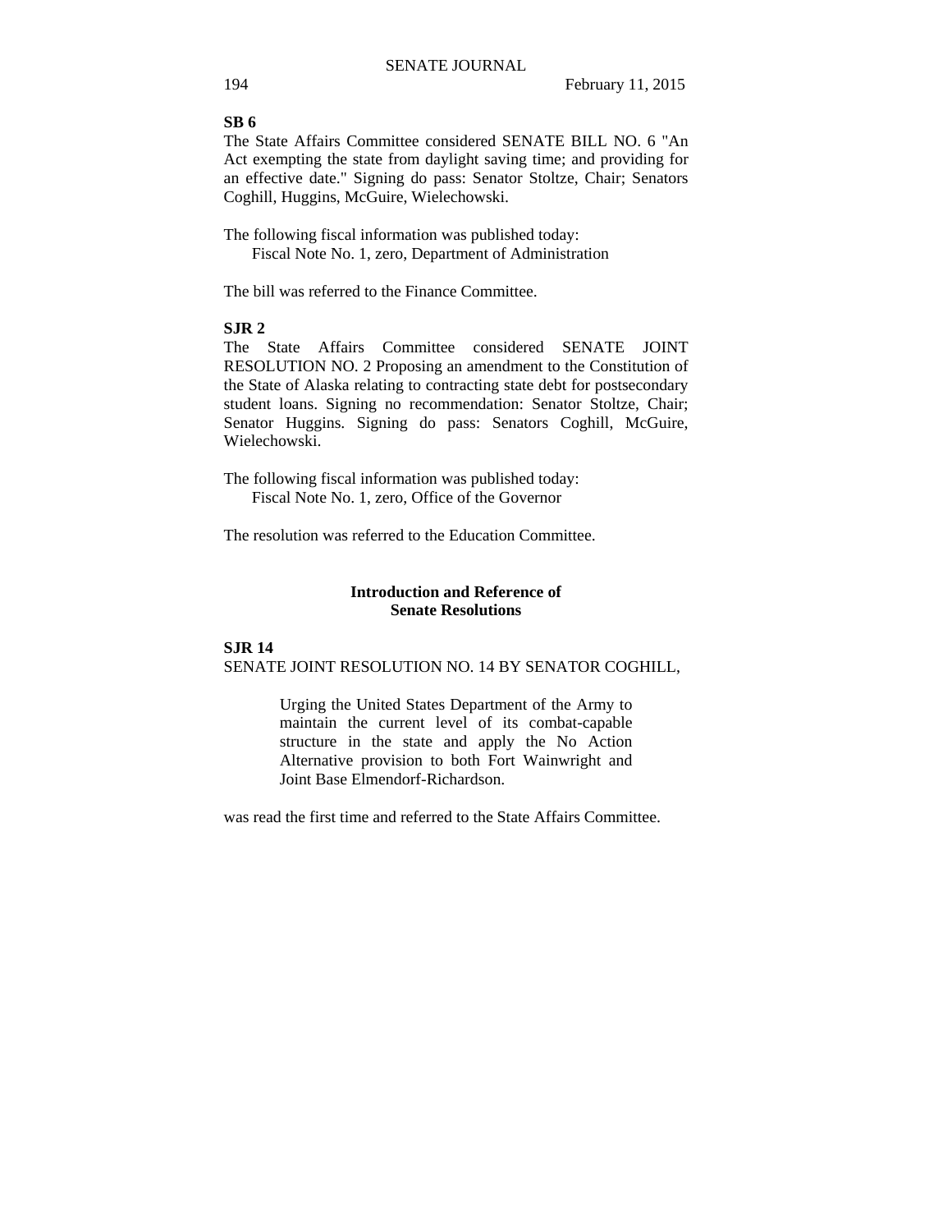**SB 6**

The State Affairs Committee considered SENATE BILL NO. 6 "An Act exempting the state from daylight saving time; and providing for an effective date." Signing do pass: Senator Stoltze, Chair; Senators Coghill, Huggins, McGuire, Wielechowski.

The following fiscal information was published today:
Fiscal Note No. 1, zero, Department of Administration

The bill was referred to the Finance Committee.

**SJR 2**

The State Affairs Committee considered SENATE JOINT RESOLUTION NO. 2 Proposing an amendment to the Constitution of the State of Alaska relating to contracting state debt for postsecondary student loans. Signing no recommendation: Senator Stoltze, Chair; Senator Huggins. Signing do pass: Senators Coghill, McGuire, Wielechowski.

The following fiscal information was published today:
Fiscal Note No. 1, zero, Office of the Governor

The resolution was referred to the Education Committee.

## Introduction and Reference of Senate Resolutions

**SJR 14**

SENATE JOINT RESOLUTION NO. 14 BY SENATOR COGHILL,

> Urging the United States Department of the Army to maintain the current level of its combat-capable structure in the state and apply the No Action Alternative provision to both Fort Wainwright and Joint Base Elmendorf-Richardson.

was read the first time and referred to the State Affairs Committee.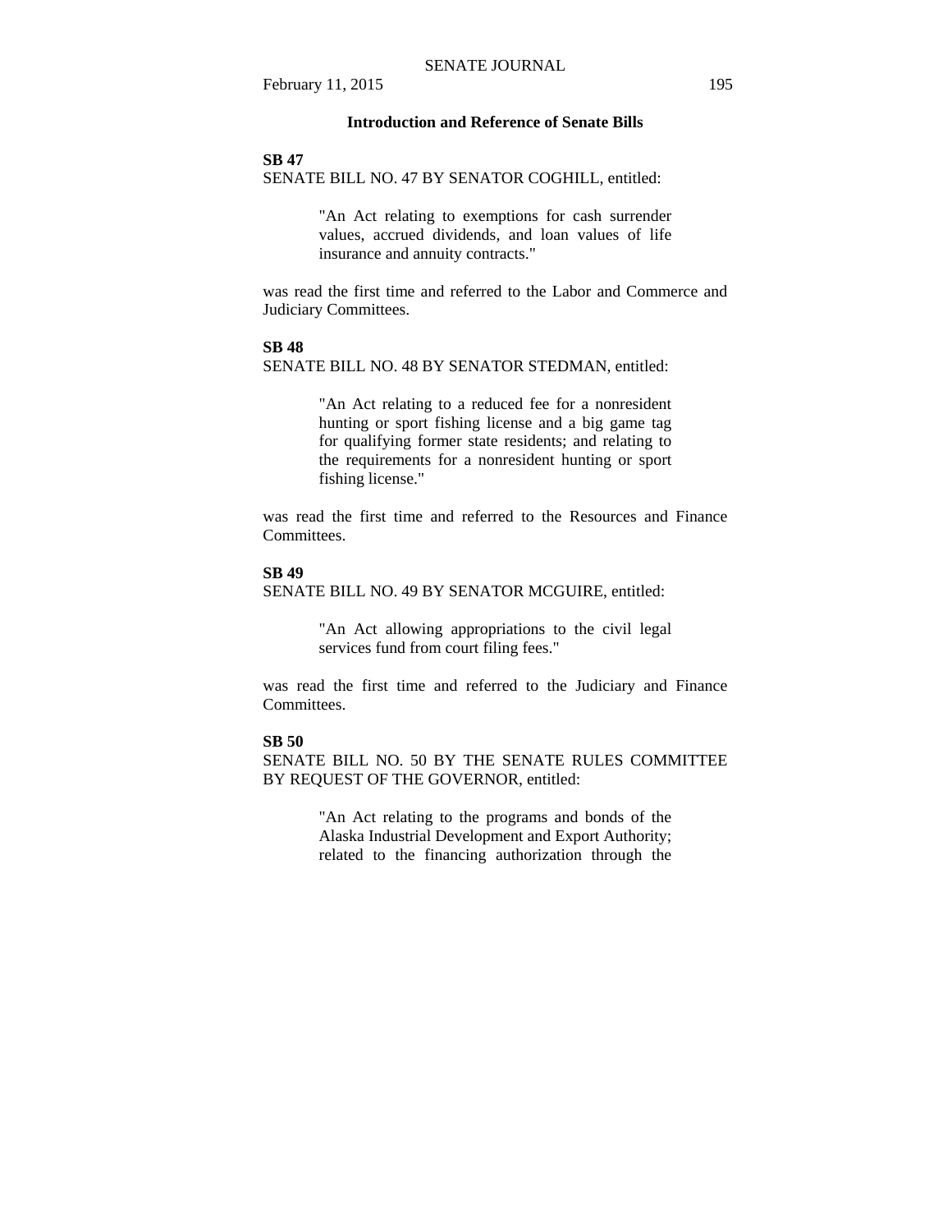## Introduction and Reference of Senate Bills

**SB 47**

SENATE BILL NO. 47 BY SENATOR COGHILL, entitled:

> "An Act relating to exemptions for cash surrender values, accrued dividends, and loan values of life insurance and annuity contracts."

was read the first time and referred to the Labor and Commerce and Judiciary Committees.

**SB 48**

SENATE BILL NO. 48 BY SENATOR STEDMAN, entitled:

> "An Act relating to a reduced fee for a nonresident hunting or sport fishing license and a big game tag for qualifying former state residents; and relating to the requirements for a nonresident hunting or sport fishing license."

was read the first time and referred to the Resources and Finance Committees.

**SB 49**

SENATE BILL NO. 49 BY SENATOR MCGUIRE, entitled:

> "An Act allowing appropriations to the civil legal services fund from court filing fees."

was read the first time and referred to the Judiciary and Finance Committees.

**SB 50**

SENATE BILL NO. 50 BY THE SENATE RULES COMMITTEE BY REQUEST OF THE GOVERNOR, entitled:

> "An Act relating to the programs and bonds of the Alaska Industrial Development and Export Authority; related to the financing authorization through the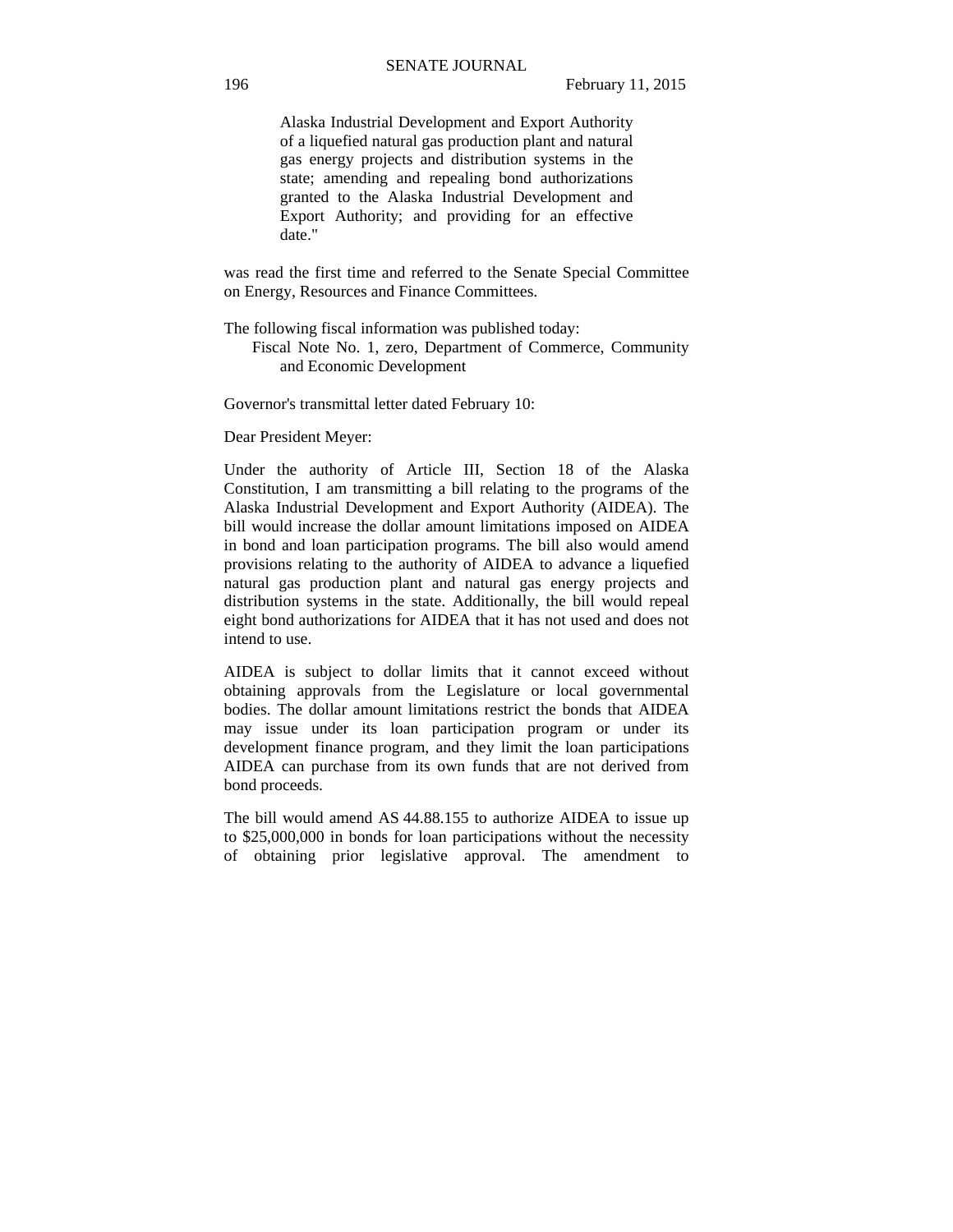Alaska Industrial Development and Export Authority of a liquefied natural gas production plant and natural gas energy projects and distribution systems in the state; amending and repealing bond authorizations granted to the Alaska Industrial Development and Export Authority; and providing for an effective date."

was read the first time and referred to the Senate Special Committee on Energy, Resources and Finance Committees.

The following fiscal information was published today:

Fiscal Note No. 1, zero, Department of Commerce, Community and Economic Development

Governor's transmittal letter dated February 10:

Dear President Meyer:

Under the authority of Article III, Section 18 of the Alaska Constitution, I am transmitting a bill relating to the programs of the Alaska Industrial Development and Export Authority (AIDEA). The bill would increase the dollar amount limitations imposed on AIDEA in bond and loan participation programs. The bill also would amend provisions relating to the authority of AIDEA to advance a liquefied natural gas production plant and natural gas energy projects and distribution systems in the state. Additionally, the bill would repeal eight bond authorizations for AIDEA that it has not used and does not intend to use.

AIDEA is subject to dollar limits that it cannot exceed without obtaining approvals from the Legislature or local governmental bodies. The dollar amount limitations restrict the bonds that AIDEA may issue under its loan participation program or under its development finance program, and they limit the loan participations AIDEA can purchase from its own funds that are not derived from bond proceeds.

The bill would amend AS 44.88.155 to authorize AIDEA to issue up to $25,000,000 in bonds for loan participations without the necessity of obtaining prior legislative approval. The amendment to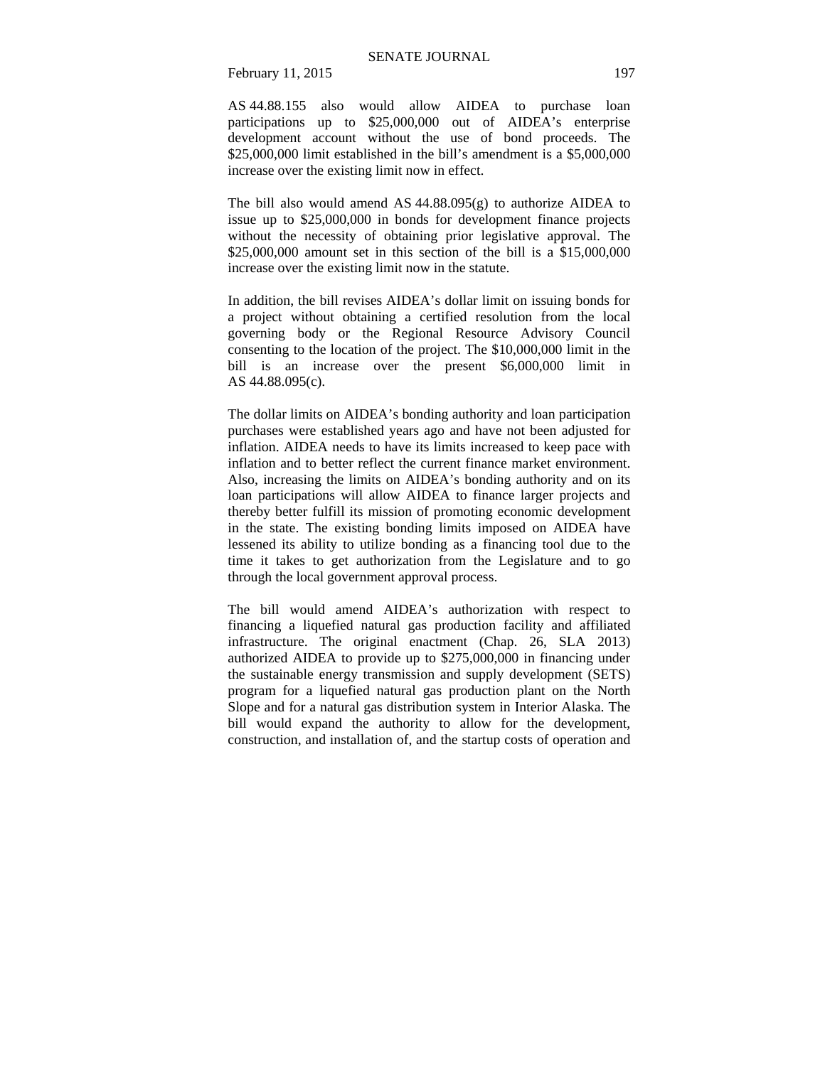AS 44.88.155 also would allow AIDEA to purchase loan participations up to $25,000,000 out of AIDEA's enterprise development account without the use of bond proceeds. The $25,000,000 limit established in the bill's amendment is a $5,000,000 increase over the existing limit now in effect.

The bill also would amend AS 44.88.095(g) to authorize AIDEA to issue up to $25,000,000 in bonds for development finance projects without the necessity of obtaining prior legislative approval. The $25,000,000 amount set in this section of the bill is a $15,000,000 increase over the existing limit now in the statute.

In addition, the bill revises AIDEA's dollar limit on issuing bonds for a project without obtaining a certified resolution from the local governing body or the Regional Resource Advisory Council consenting to the location of the project. The $10,000,000 limit in the bill is an increase over the present $6,000,000 limit in AS 44.88.095(c).

The dollar limits on AIDEA's bonding authority and loan participation purchases were established years ago and have not been adjusted for inflation. AIDEA needs to have its limits increased to keep pace with inflation and to better reflect the current finance market environment. Also, increasing the limits on AIDEA's bonding authority and on its loan participations will allow AIDEA to finance larger projects and thereby better fulfill its mission of promoting economic development in the state. The existing bonding limits imposed on AIDEA have lessened its ability to utilize bonding as a financing tool due to the time it takes to get authorization from the Legislature and to go through the local government approval process.

The bill would amend AIDEA's authorization with respect to financing a liquefied natural gas production facility and affiliated infrastructure. The original enactment (Chap. 26, SLA 2013) authorized AIDEA to provide up to $275,000,000 in financing under the sustainable energy transmission and supply development (SETS) program for a liquefied natural gas production plant on the North Slope and for a natural gas distribution system in Interior Alaska. The bill would expand the authority to allow for the development, construction, and installation of, and the startup costs of operation and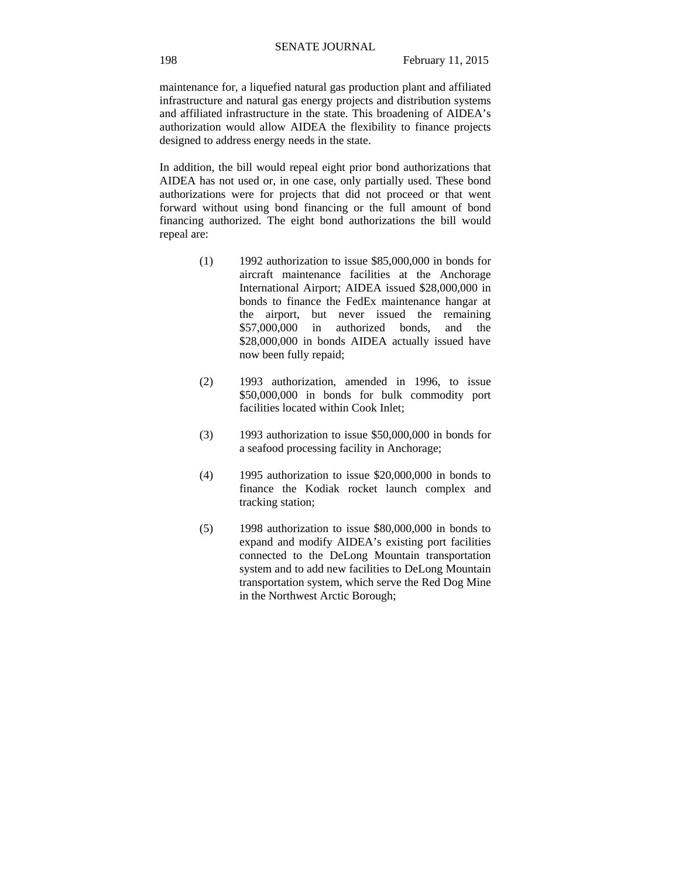maintenance for, a liquefied natural gas production plant and affiliated infrastructure and natural gas energy projects and distribution systems and affiliated infrastructure in the state. This broadening of AIDEA's authorization would allow AIDEA the flexibility to finance projects designed to address energy needs in the state.

In addition, the bill would repeal eight prior bond authorizations that AIDEA has not used or, in one case, only partially used. These bond authorizations were for projects that did not proceed or that went forward without using bond financing or the full amount of bond financing authorized. The eight bond authorizations the bill would repeal are:

(1) 1992 authorization to issue $85,000,000 in bonds for aircraft maintenance facilities at the Anchorage International Airport; AIDEA issued $28,000,000 in bonds to finance the FedEx maintenance hangar at the airport, but never issued the remaining $57,000,000 in authorized bonds, and the $28,000,000 in bonds AIDEA actually issued have now been fully repaid;

(2) 1993 authorization, amended in 1996, to issue $50,000,000 in bonds for bulk commodity port facilities located within Cook Inlet;

(3) 1993 authorization to issue $50,000,000 in bonds for a seafood processing facility in Anchorage;

(4) 1995 authorization to issue $20,000,000 in bonds to finance the Kodiak rocket launch complex and tracking station;

(5) 1998 authorization to issue $80,000,000 in bonds to expand and modify AIDEA's existing port facilities connected to the DeLong Mountain transportation system and to add new facilities to DeLong Mountain transportation system, which serve the Red Dog Mine in the Northwest Arctic Borough;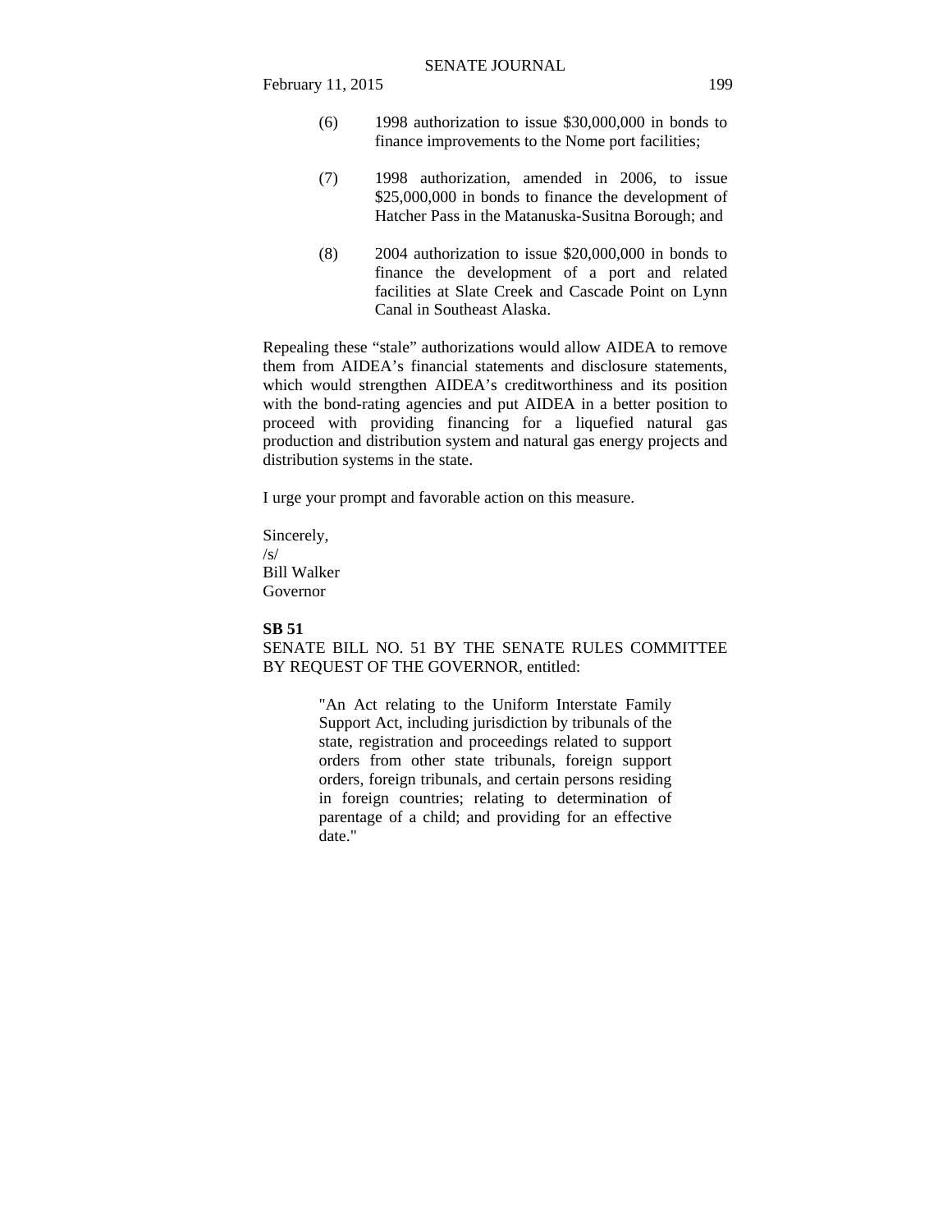(6) 1998 authorization to issue $30,000,000 in bonds to finance improvements to the Nome port facilities;

(7) 1998 authorization, amended in 2006, to issue $25,000,000 in bonds to finance the development of Hatcher Pass in the Matanuska-Susitna Borough; and

(8) 2004 authorization to issue $20,000,000 in bonds to finance the development of a port and related facilities at Slate Creek and Cascade Point on Lynn Canal in Southeast Alaska.

Repealing these "stale" authorizations would allow AIDEA to remove them from AIDEA's financial statements and disclosure statements, which would strengthen AIDEA's creditworthiness and its position with the bond-rating agencies and put AIDEA in a better position to proceed with providing financing for a liquefied natural gas production and distribution system and natural gas energy projects and distribution systems in the state.

I urge your prompt and favorable action on this measure.

Sincerely,
/s/
Bill Walker
Governor

**SB 51**

SENATE BILL NO. 51 BY THE SENATE RULES COMMITTEE BY REQUEST OF THE GOVERNOR, entitled:

> "An Act relating to the Uniform Interstate Family Support Act, including jurisdiction by tribunals of the state, registration and proceedings related to support orders from other state tribunals, foreign support orders, foreign tribunals, and certain persons residing in foreign countries; relating to determination of parentage of a child; and providing for an effective date."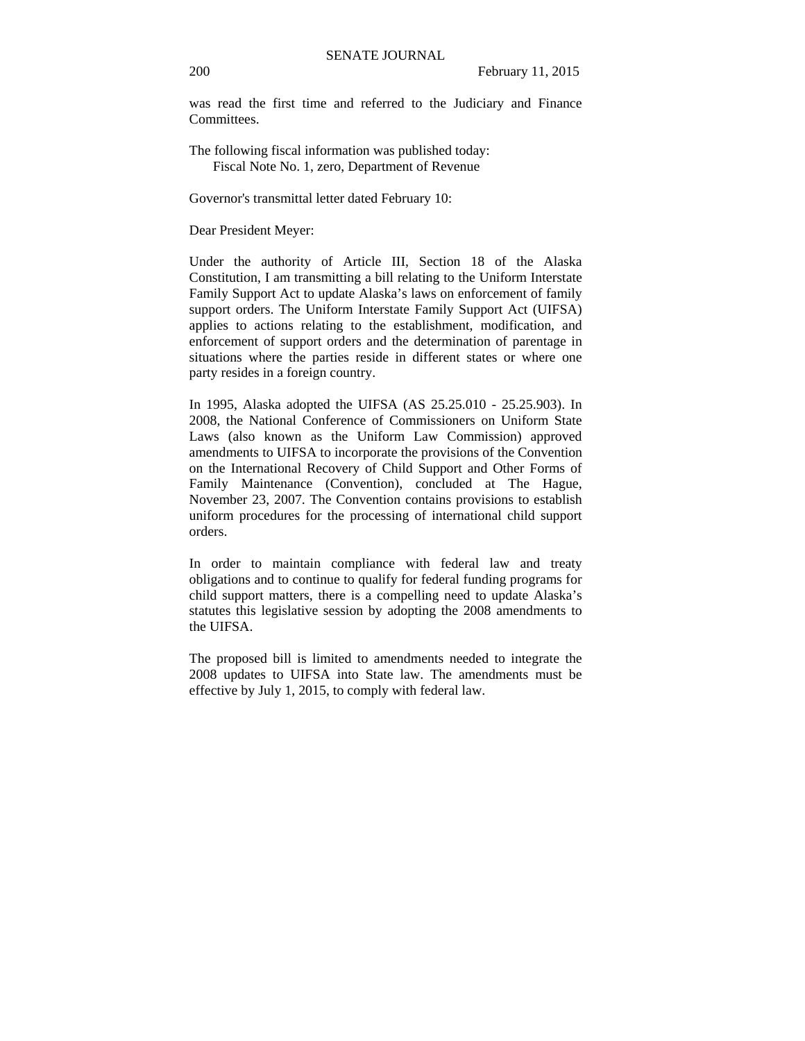was read the first time and referred to the Judiciary and Finance Committees.

The following fiscal information was published today:
Fiscal Note No. 1, zero, Department of Revenue

Governor's transmittal letter dated February 10:

Dear President Meyer:

Under the authority of Article III, Section 18 of the Alaska Constitution, I am transmitting a bill relating to the Uniform Interstate Family Support Act to update Alaska's laws on enforcement of family support orders. The Uniform Interstate Family Support Act (UIFSA) applies to actions relating to the establishment, modification, and enforcement of support orders and the determination of parentage in situations where the parties reside in different states or where one party resides in a foreign country.

In 1995, Alaska adopted the UIFSA (AS 25.25.010 - 25.25.903). In 2008, the National Conference of Commissioners on Uniform State Laws (also known as the Uniform Law Commission) approved amendments to UIFSA to incorporate the provisions of the Convention on the International Recovery of Child Support and Other Forms of Family Maintenance (Convention), concluded at The Hague, November 23, 2007. The Convention contains provisions to establish uniform procedures for the processing of international child support orders.

In order to maintain compliance with federal law and treaty obligations and to continue to qualify for federal funding programs for child support matters, there is a compelling need to update Alaska's statutes this legislative session by adopting the 2008 amendments to the UIFSA.

The proposed bill is limited to amendments needed to integrate the 2008 updates to UIFSA into State law. The amendments must be effective by July 1, 2015, to comply with federal law.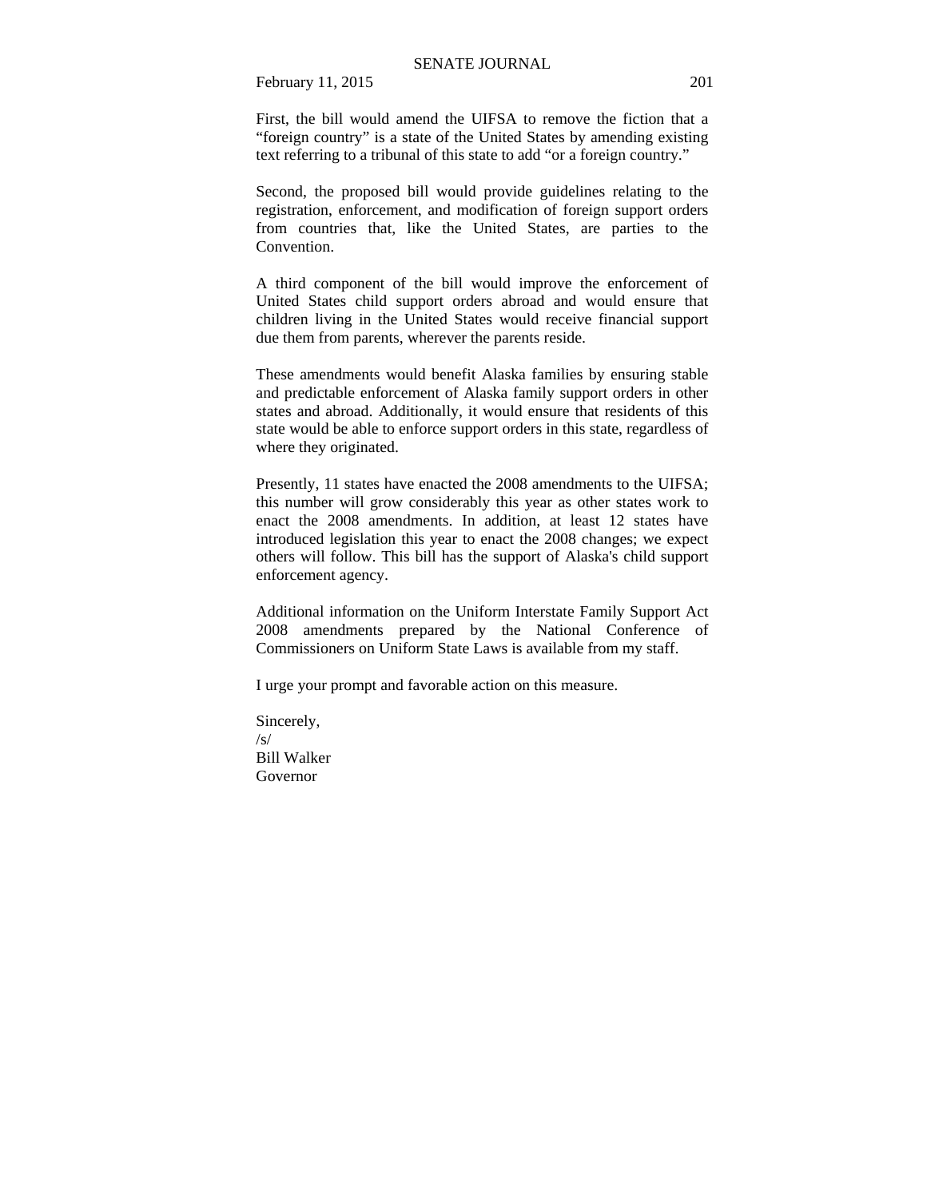First, the bill would amend the UIFSA to remove the fiction that a "foreign country" is a state of the United States by amending existing text referring to a tribunal of this state to add "or a foreign country."

Second, the proposed bill would provide guidelines relating to the registration, enforcement, and modification of foreign support orders from countries that, like the United States, are parties to the Convention.

A third component of the bill would improve the enforcement of United States child support orders abroad and would ensure that children living in the United States would receive financial support due them from parents, wherever the parents reside.

These amendments would benefit Alaska families by ensuring stable and predictable enforcement of Alaska family support orders in other states and abroad. Additionally, it would ensure that residents of this state would be able to enforce support orders in this state, regardless of where they originated.

Presently, 11 states have enacted the 2008 amendments to the UIFSA; this number will grow considerably this year as other states work to enact the 2008 amendments. In addition, at least 12 states have introduced legislation this year to enact the 2008 changes; we expect others will follow. This bill has the support of Alaska's child support enforcement agency.

Additional information on the Uniform Interstate Family Support Act 2008 amendments prepared by the National Conference of Commissioners on Uniform State Laws is available from my staff.

I urge your prompt and favorable action on this measure.

Sincerely,
/s/
Bill Walker
Governor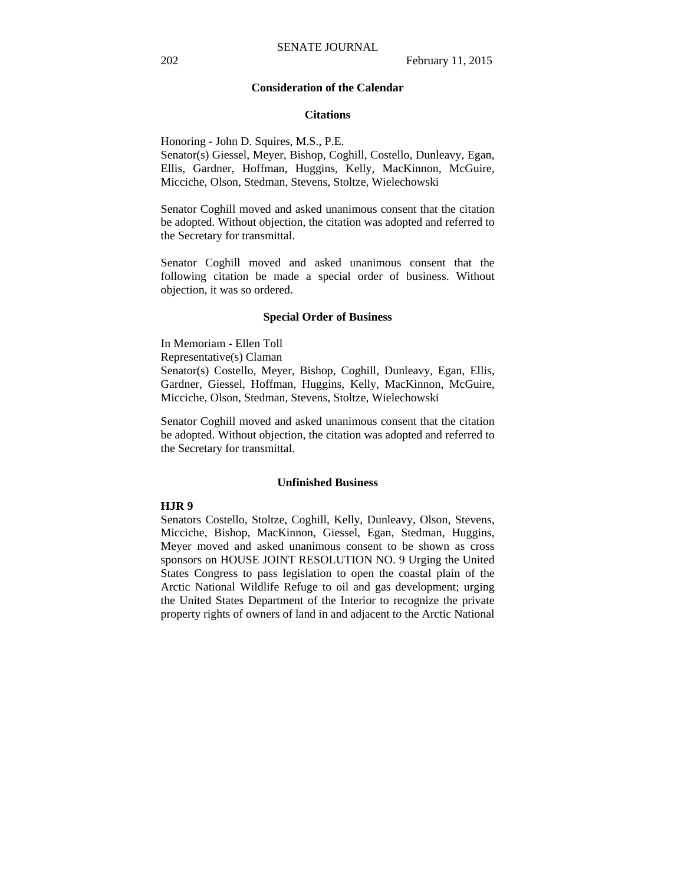## Consideration of the Calendar

### Citations

Honoring - John D. Squires, M.S., P.E.
Senator(s) Giessel, Meyer, Bishop, Coghill, Costello, Dunleavy, Egan, Ellis, Gardner, Hoffman, Huggins, Kelly, MacKinnon, McGuire, Micciche, Olson, Stedman, Stevens, Stoltze, Wielechowski

Senator Coghill moved and asked unanimous consent that the citation be adopted. Without objection, the citation was adopted and referred to the Secretary for transmittal.

Senator Coghill moved and asked unanimous consent that the following citation be made a special order of business. Without objection, it was so ordered.

### Special Order of Business

In Memoriam - Ellen Toll
Representative(s) Claman
Senator(s) Costello, Meyer, Bishop, Coghill, Dunleavy, Egan, Ellis, Gardner, Giessel, Hoffman, Huggins, Kelly, MacKinnon, McGuire, Micciche, Olson, Stedman, Stevens, Stoltze, Wielechowski

Senator Coghill moved and asked unanimous consent that the citation be adopted. Without objection, the citation was adopted and referred to the Secretary for transmittal.

### Unfinished Business

**HJR 9**
Senators Costello, Stoltze, Coghill, Kelly, Dunleavy, Olson, Stevens, Micciche, Bishop, MacKinnon, Giessel, Egan, Stedman, Huggins, Meyer moved and asked unanimous consent to be shown as cross sponsors on HOUSE JOINT RESOLUTION NO. 9 Urging the United States Congress to pass legislation to open the coastal plain of the Arctic National Wildlife Refuge to oil and gas development; urging the United States Department of the Interior to recognize the private property rights of owners of land in and adjacent to the Arctic National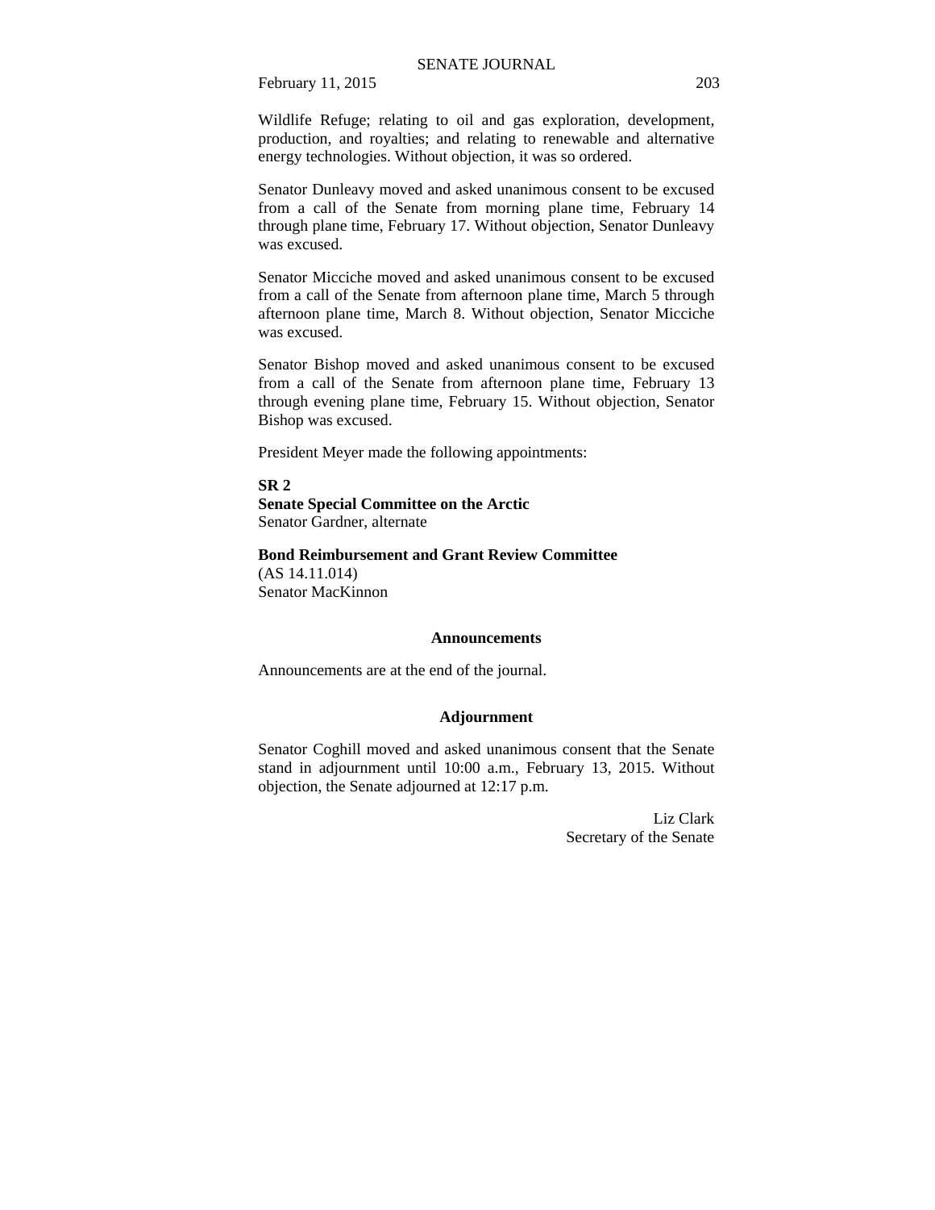Wildlife Refuge; relating to oil and gas exploration, development, production, and royalties; and relating to renewable and alternative energy technologies. Without objection, it was so ordered.

Senator Dunleavy moved and asked unanimous consent to be excused from a call of the Senate from morning plane time, February 14 through plane time, February 17. Without objection, Senator Dunleavy was excused.

Senator Micciche moved and asked unanimous consent to be excused from a call of the Senate from afternoon plane time, March 5 through afternoon plane time, March 8. Without objection, Senator Micciche was excused.

Senator Bishop moved and asked unanimous consent to be excused from a call of the Senate from afternoon plane time, February 13 through evening plane time, February 15. Without objection, Senator Bishop was excused.

President Meyer made the following appointments:

**SR 2**
**Senate Special Committee on the Arctic**
Senator Gardner, alternate

**Bond Reimbursement and Grant Review Committee**
(AS 14.11.014)
Senator MacKinnon

## Announcements

Announcements are at the end of the journal.

## Adjournment

Senator Coghill moved and asked unanimous consent that the Senate stand in adjournment until 10:00 a.m., February 13, 2015. Without objection, the Senate adjourned at 12:17 p.m.

Liz Clark
Secretary of the Senate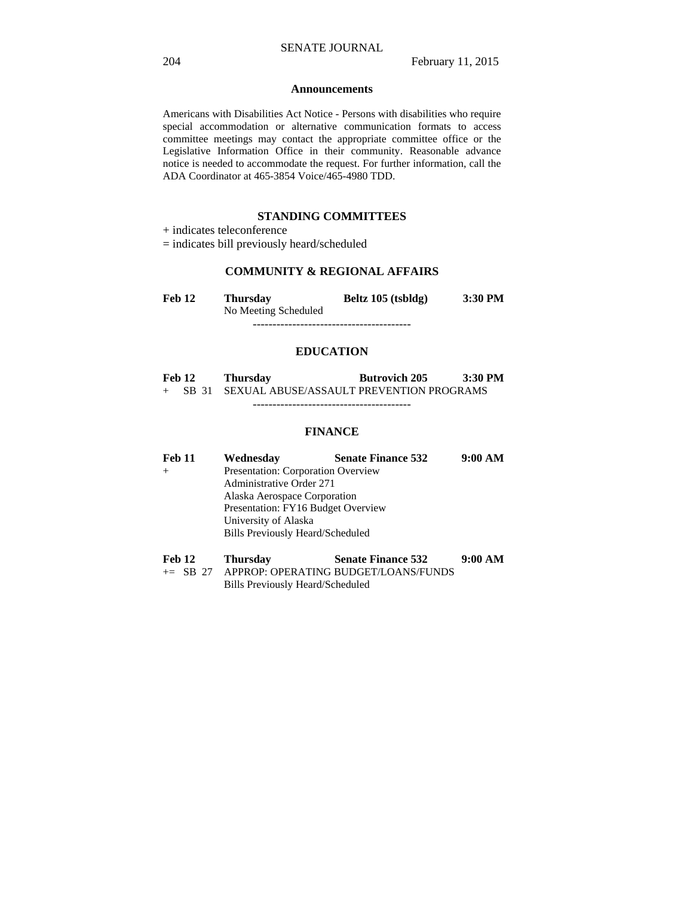### Announcements

Americans with Disabilities Act Notice - Persons with disabilities who require special accommodation or alternative communication formats to access committee meetings may contact the appropriate committee office or the Legislative Information Office in their community. Reasonable advance notice is needed to accommodate the request. For further information, call the ADA Coordinator at 465-3854 Voice/465-4980 TDD.

## STANDING COMMITTEES

+ indicates teleconference

= indicates bill previously heard/scheduled

### COMMUNITY & REGIONAL AFFAIRS

**Feb 12** **Thursday** **Beltz 105 (tsbldg)** **3:30 PM**

No Meeting Scheduled

----------------------------------------

### EDUCATION

**Feb 12** **Thursday** **Butrovich 205** **3:30 PM**

\+ SB 31 SEXUAL ABUSE/ASSAULT PREVENTION PROGRAMS

----------------------------------------

### FINANCE

**Feb 11** **Wednesday** **Senate Finance 532** **9:00 AM**

\+ Presentation: Corporation Overview

Administrative Order 271

Alaska Aerospace Corporation

Presentation: FY16 Budget Overview

University of Alaska

Bills Previously Heard/Scheduled

**Feb 12** **Thursday** **Senate Finance 532** **9:00 AM**

+= SB 27 APPROP: OPERATING BUDGET/LOANS/FUNDS

Bills Previously Heard/Scheduled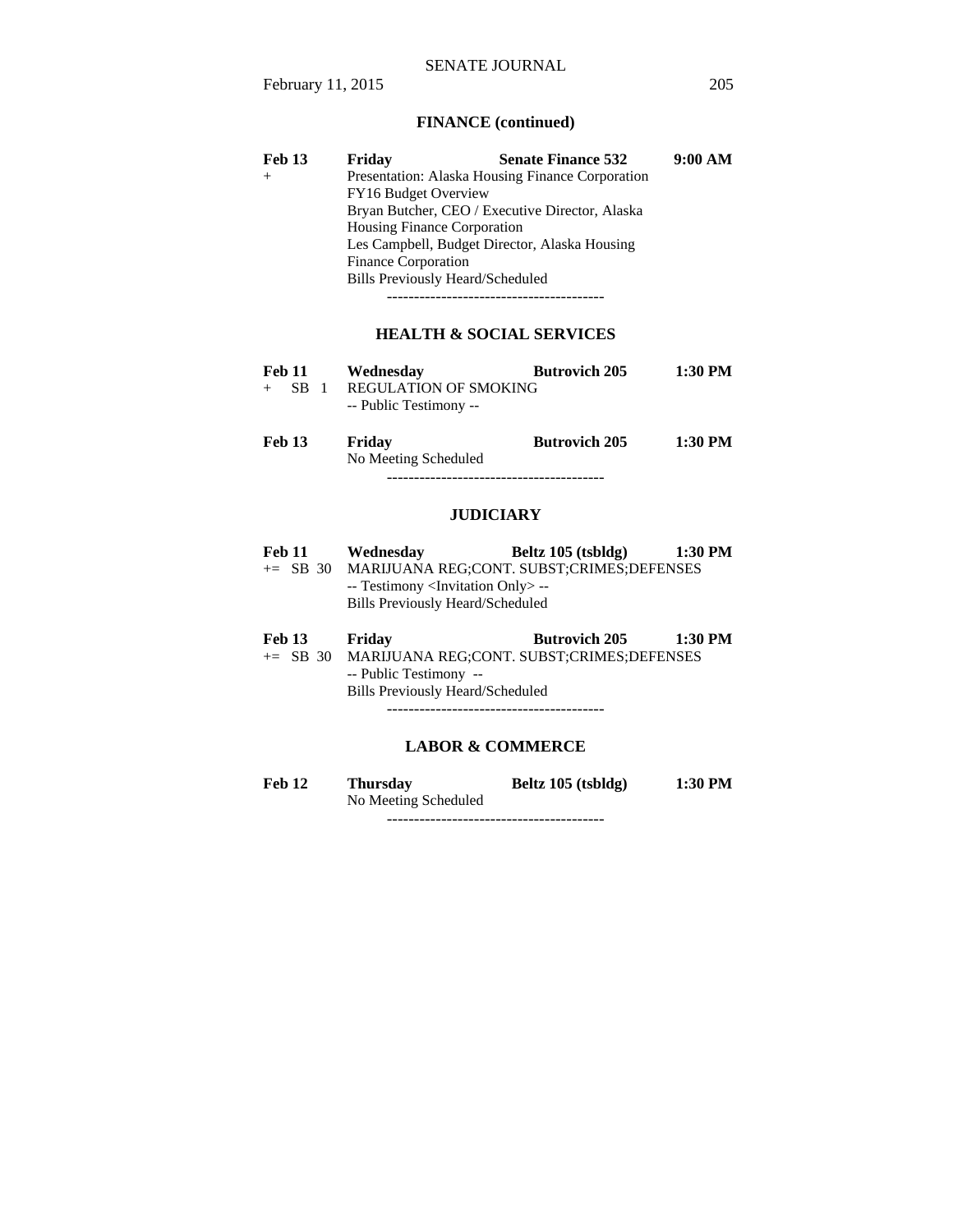## FINANCE (continued)

**Feb 13** **Friday** **Senate Finance 532** **9:00 AM**
+ Presentation: Alaska Housing Finance Corporation
FY16 Budget Overview
Bryan Butcher, CEO / Executive Director, Alaska Housing Finance Corporation
Les Campbell, Budget Director, Alaska Housing Finance Corporation
Bills Previously Heard/Scheduled

----------------------------------------

## HEALTH & SOCIAL SERVICES

**Feb 11** **Wednesday** **Butrovich 205** **1:30 PM**
+ SB 1 REGULATION OF SMOKING
-- Public Testimony --

**Feb 13** **Friday** **Butrovich 205** **1:30 PM**
No Meeting Scheduled

----------------------------------------

## JUDICIARY

**Feb 11** **Wednesday** **Beltz 105 (tsbldg)** **1:30 PM**
+= SB 30 MARIJUANA REG;CONT. SUBST;CRIMES;DEFENSES
-- Testimony <Invitation Only> --
Bills Previously Heard/Scheduled

**Feb 13** **Friday** **Butrovich 205** **1:30 PM**
+= SB 30 MARIJUANA REG;CONT. SUBST;CRIMES;DEFENSES
-- Public Testimony --
Bills Previously Heard/Scheduled

----------------------------------------

## LABOR & COMMERCE

**Feb 12** **Thursday** **Beltz 105 (tsbldg)** **1:30 PM**
No Meeting Scheduled

----------------------------------------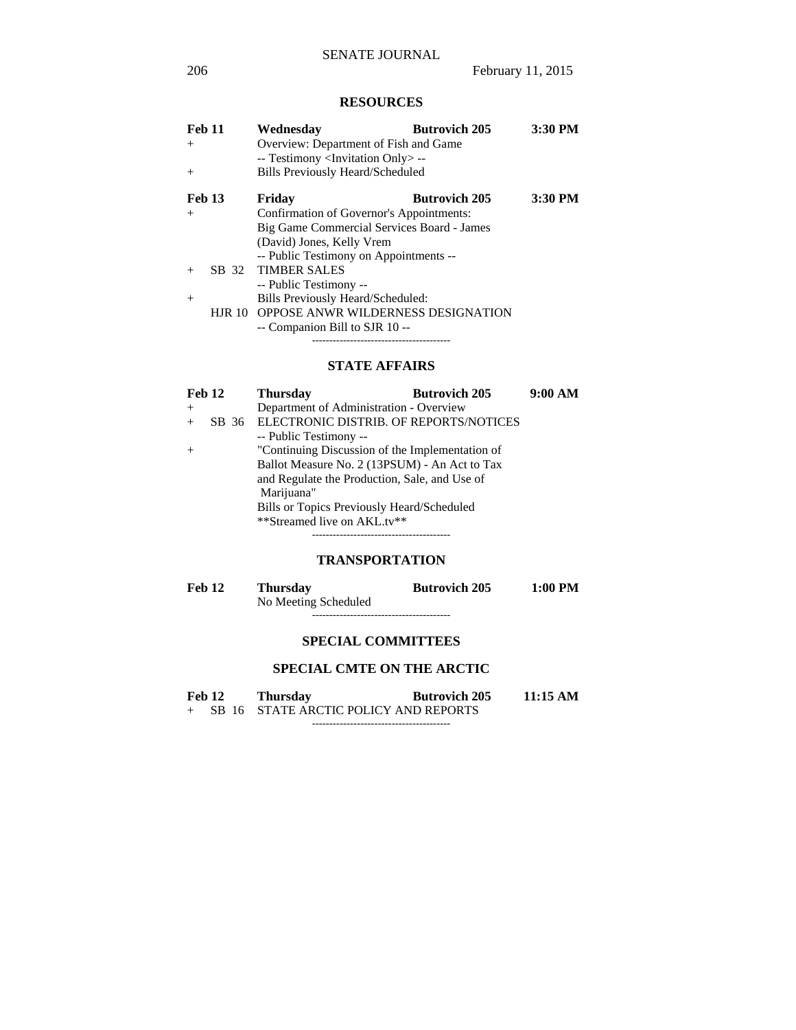## RESOURCES

**Feb 11** **Wednesday** **Butrovich 205** **3:30 PM**

\+ Overview: Department of Fish and Game
-- Testimony <Invitation Only> --

\+ Bills Previously Heard/Scheduled

**Feb 13** **Friday** **Butrovich 205** **3:30 PM**

\+ Confirmation of Governor's Appointments:
Big Game Commercial Services Board - James (David) Jones, Kelly Vrem
-- Public Testimony on Appointments --

\+ SB 32 TIMBER SALES
-- Public Testimony --

\+ Bills Previously Heard/Scheduled:

HJR 10 OPPOSE ANWR WILDERNESS DESIGNATION
-- Companion Bill to SJR 10 --

----------------------------------------

## STATE AFFAIRS

**Feb 12** **Thursday** **Butrovich 205** **9:00 AM**

\+ Department of Administration - Overview

\+ SB 36 ELECTRONIC DISTRIB. OF REPORTS/NOTICES
-- Public Testimony --

\+ "Continuing Discussion of the Implementation of Ballot Measure No. 2 (13PSUM) - An Act to Tax and Regulate the Production, Sale, and Use of Marijuana"

Bills or Topics Previously Heard/Scheduled
**Streamed live on AKL.tv**

----------------------------------------

## TRANSPORTATION

**Feb 12** **Thursday** **Butrovich 205** **1:00 PM**

No Meeting Scheduled

----------------------------------------

## SPECIAL COMMITTEES

## SPECIAL CMTE ON THE ARCTIC

**Feb 12** **Thursday** **Butrovich 205** **11:15 AM**

\+ SB 16 STATE ARCTIC POLICY AND REPORTS

----------------------------------------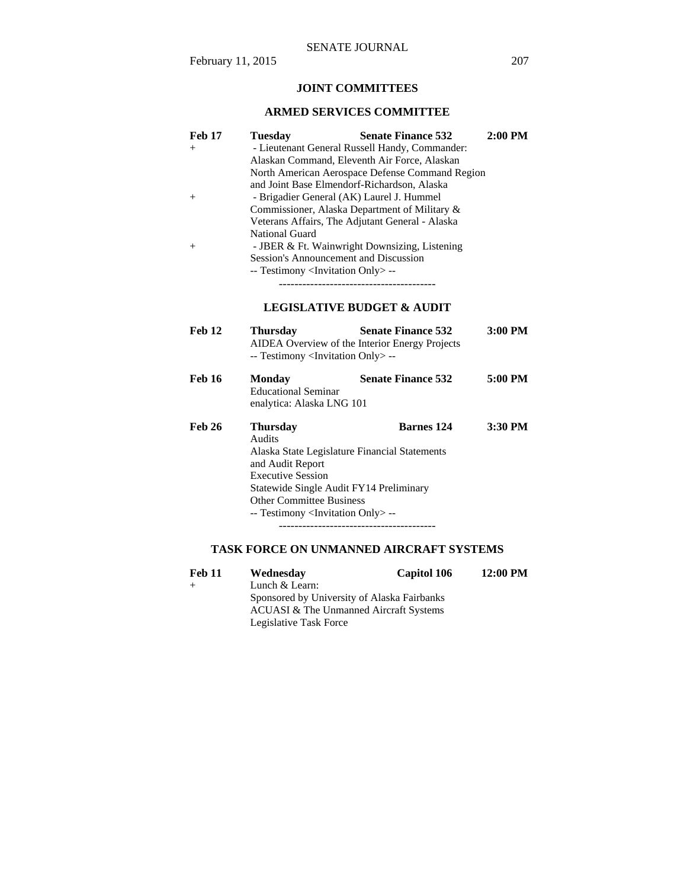## JOINT COMMITTEES

### ARMED SERVICES COMMITTEE

**Feb 17** **Tuesday** **Senate Finance 532** **2:00 PM**

+ - Lieutenant General Russell Handy, Commander: Alaskan Command, Eleventh Air Force, Alaskan North American Aerospace Defense Command Region and Joint Base Elmendorf-Richardson, Alaska
+ - Brigadier General (AK) Laurel J. Hummel Commissioner, Alaska Department of Military & Veterans Affairs, The Adjutant General - Alaska National Guard
+ - JBER & Ft. Wainwright Downsizing, Listening Session's Announcement and Discussion

-- Testimony <Invitation Only> --

----------------------------------------

### LEGISLATIVE BUDGET & AUDIT

**Feb 12** **Thursday** **Senate Finance 532** **3:00 PM**

AIDEA Overview of the Interior Energy Projects
-- Testimony <Invitation Only> --

**Feb 16** **Monday** **Senate Finance 532** **5:00 PM**

Educational Seminar
enalytica: Alaska LNG 101

**Feb 26** **Thursday** **Barnes 124** **3:30 PM**

Audits
Alaska State Legislature Financial Statements and Audit Report
Executive Session
Statewide Single Audit FY14 Preliminary
Other Committee Business
-- Testimony <Invitation Only> --

----------------------------------------

### TASK FORCE ON UNMANNED AIRCRAFT SYSTEMS

**Feb 11** **Wednesday** **Capitol 106** **12:00 PM**

+ Lunch & Learn:
Sponsored by University of Alaska Fairbanks ACUASI & The Unmanned Aircraft Systems Legislative Task Force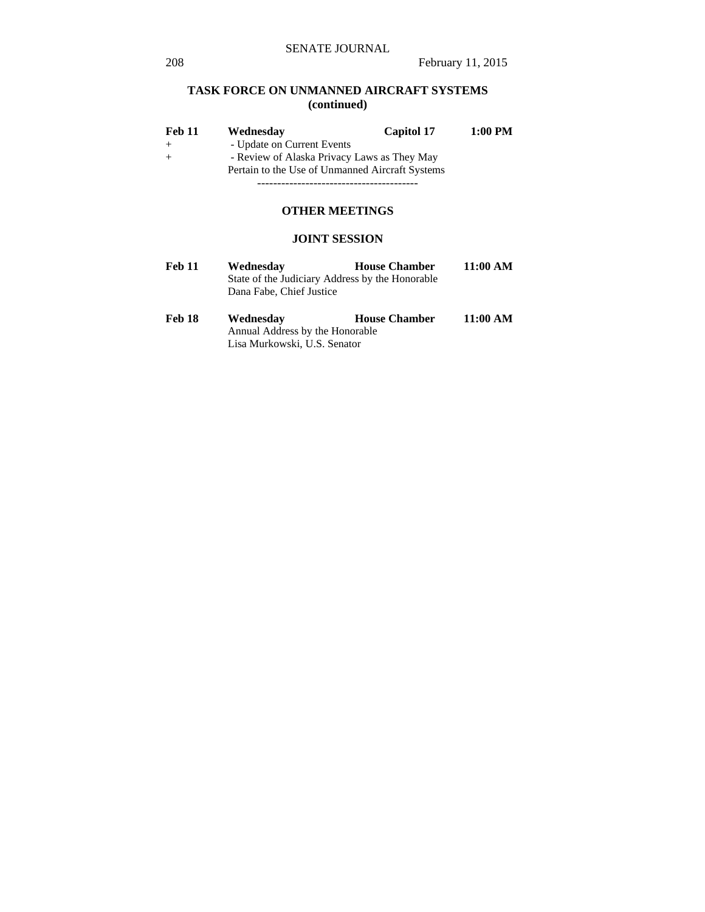## TASK FORCE ON UNMANNED AIRCRAFT SYSTEMS (continued)

| | | | |
|---|---|---|---|
| **Feb 11** | **Wednesday** | **Capitol 17** | **1:00 PM** |
| + | - Update on Current Events | | |
| + | - Review of Alaska Privacy Laws as They May Pertain to the Use of Unmanned Aircraft Systems | | |

----------------------------------------

## OTHER MEETINGS

### JOINT SESSION

| | | | |
|---|---|---|---|
| **Feb 11** | **Wednesday** | **House Chamber** | **11:00 AM** |
| | State of the Judiciary Address by the Honorable Dana Fabe, Chief Justice | | |
| **Feb 18** | **Wednesday** | **House Chamber** | **11:00 AM** |
| | Annual Address by the Honorable Lisa Murkowski, U.S. Senator | | |